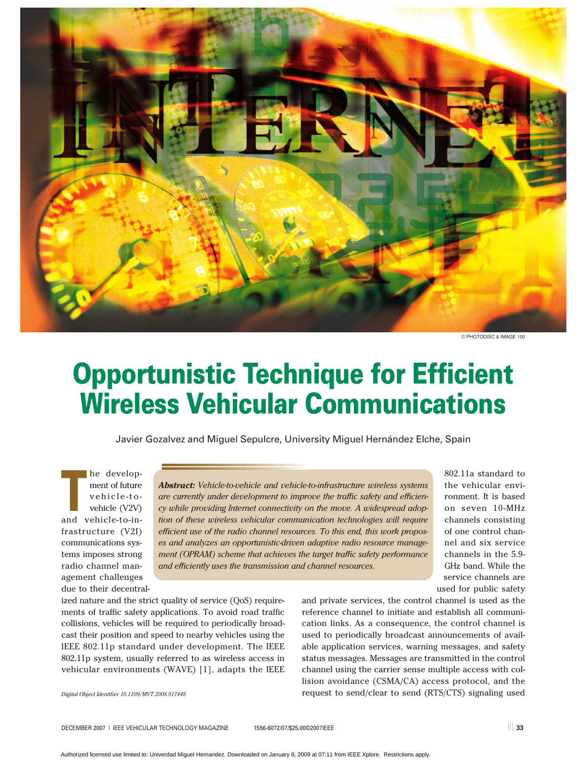# Opportunistic Technique for Efficient Wireless Vehicular Communications

Javier Gozalvez and Miguel Sepulcre, University Miguel Hernández Elche, Spain

***Abstract:*** *Vehicle-to-vehicle and vehicle-to-infrastructure wireless systems are currently under development to improve the traffic safety and efficiency while providing Internet connectivity on the move. A widespread adoption of these wireless vehicular communication technologies will require efficient use of the radio channel resources. To this end, this work proposes and analyzes an opportunistic-driven adaptive radio resource management (OPRAM) scheme that achieves the target traffic safety performance and efficiently uses the transmission and channel resources.*

The development of future vehicle-to-vehicle (V2V) and vehicle-to-infrastructure (V2I) communications systems imposes strong radio channel management challenges due to their decentralized nature and the strict quality of service (QoS) requirements of traffic safety applications. To avoid road traffic collisions, vehicles will be required to periodically broadcast their position and speed to nearby vehicles using the IEEE 802.11p standard under development. The IEEE 802.11p system, usually referred to as wireless access in vehicular environments (WAVE) [1], adapts the IEEE 802.11a standard to the vehicular environment. It is based on seven 10-MHz channels consisting of one control channel and six service channels in the 5.9-GHz band. While the service channels are used for public safety and private services, the control channel is used as the reference channel to initiate and establish all communication links. As a consequence, the control channel is used to periodically broadcast announcements of available application services, warning messages, and safety status messages. Messages are transmitted in the control channel using the carrier sense multiple access with collision avoidance (CSMA/CA) access protocol, and the request to send/clear to send (RTS/CTS) signaling used

Digital Object Identifier 10.1109/MVT.2008.917448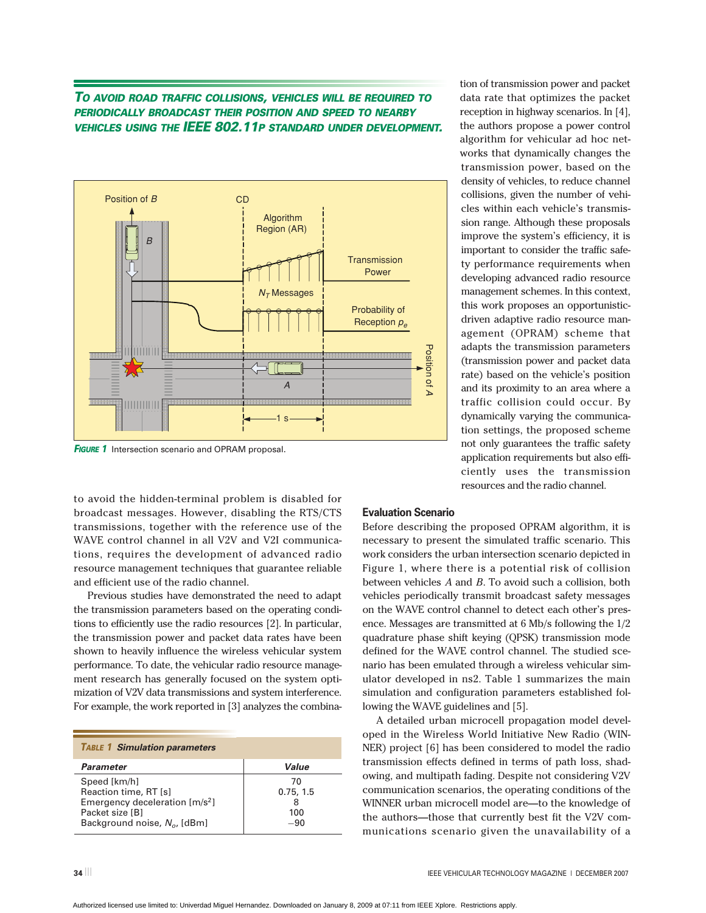*To avoid road traffic collisions, vehicles will be required to periodically broadcast their position and speed to nearby vehicles using the IEEE 802.11p standard under development.*

**Figure 1** Intersection scenario and OPRAM proposal.

to avoid the hidden-terminal problem is disabled for broadcast messages. However, disabling the RTS/CTS transmissions, together with the reference use of the WAVE control channel in all V2V and V2I communications, requires the development of advanced radio resource management techniques that guarantee reliable and efficient use of the radio channel.

Previous studies have demonstrated the need to adapt the transmission parameters based on the operating conditions to efficiently use the radio resources [2]. In particular, the transmission power and packet data rates have been shown to heavily influence the wireless vehicular system performance. To date, the vehicular radio resource management research has generally focused on the system optimization of V2V data transmissions and system interference. For example, the work reported in [3] analyzes the combination of transmission power and packet data rate that optimizes the packet reception in highway scenarios. In [4], the authors propose a power control algorithm for vehicular ad hoc networks that dynamically changes the transmission power, based on the density of vehicles, to reduce channel collisions, given the number of vehicles within each vehicle's transmission range. Although these proposals improve the system's efficiency, it is important to consider the traffic safety performance requirements when developing advanced radio resource management schemes. In this context, this work proposes an opportunistic-driven adaptive radio resource management (OPRAM) scheme that adapts the transmission parameters (transmission power and packet data rate) based on the vehicle's position and its proximity to an area where a traffic collision could occur. By dynamically varying the communication settings, the proposed scheme not only guarantees the traffic safety application requirements but also efficiently uses the transmission resources and the radio channel.

**Table 1** Simulation parameters

| Parameter | Value |
|---|---|
| Speed [km/h] | 70 |
| Reaction time, RT [s] | 0.75, 1.5 |
| Emergency deceleration [m/s$^2$] | 8 |
| Packet size [B] | 100 |
| Background noise, $N_o$, [dBm] | −90 |

## Evaluation Scenario

Before describing the proposed OPRAM algorithm, it is necessary to present the simulated traffic scenario. This work considers the urban intersection scenario depicted in Figure 1, where there is a potential risk of collision between vehicles *A* and *B*. To avoid such a collision, both vehicles periodically transmit broadcast safety messages on the WAVE control channel to detect each other's presence. Messages are transmitted at 6 Mb/s following the 1/2 quadrature phase shift keying (QPSK) transmission mode defined for the WAVE control channel. The studied scenario has been emulated through a wireless vehicular simulator developed in ns2. Table 1 summarizes the main simulation and configuration parameters established following the WAVE guidelines and [5].

A detailed urban microcell propagation model developed in the Wireless World Initiative New Radio (WINNER) project [6] has been considered to model the radio transmission effects defined in terms of path loss, shadowing, and multipath fading. Despite not considering V2V communication scenarios, the operating conditions of the WINNER urban microcell model are—to the knowledge of the authors—those that currently best fit the V2V communications scenario given the unavailability of a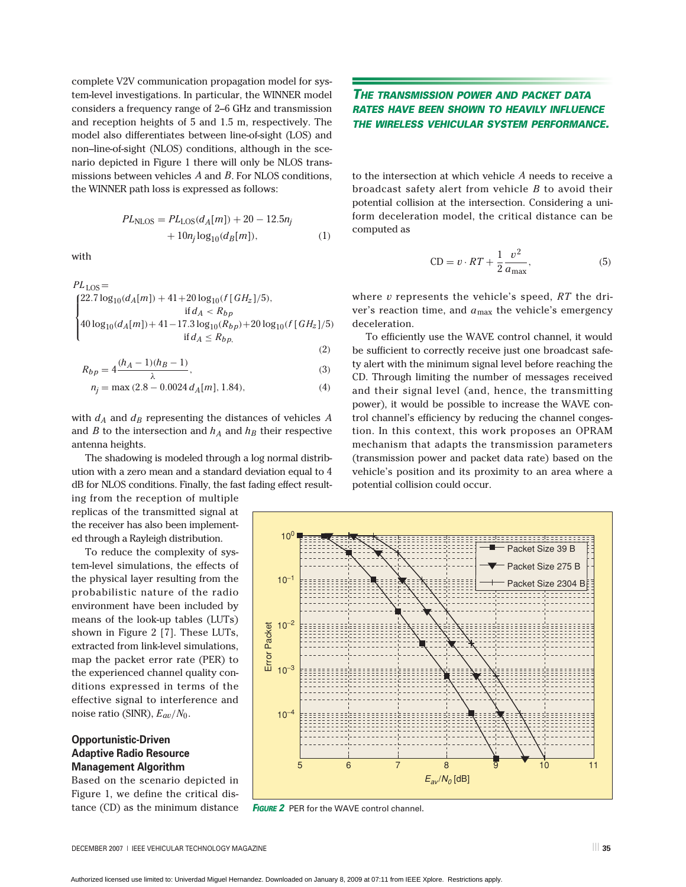complete V2V communication propagation model for system-level investigations. In particular, the WINNER model considers a frequency range of 2–6 GHz and transmission and reception heights of 5 and 1.5 m, respectively. The model also differentiates between line-of-sight (LOS) and non–line-of-sight (NLOS) conditions, although in the scenario depicted in Figure 1 there will only be NLOS transmissions between vehicles $A$ and $B$. For NLOS conditions, the WINNER path loss is expressed as follows:

$$PL_{\text{NLOS}} = PL_{\text{LOS}}(d_A[m]) + 20 - 12.5n_j + 10n_j \log_{10}(d_B[m]), \tag{1}$$

with

$$PL_{\text{LOS}} = \begin{cases} 22.7\log_{10}(d_A[m]) + 41 + 20\log_{10}(f\,[GH_z]/5), & \text{if } d_A < R_{bp} \\ 40\log_{10}(d_A[m]) + 41 - 17.3\log_{10}(R_{bp}) + 20\log_{10}(f\,[GH_z]/5) & \text{if } d_A \leq R_{bp,} \end{cases} \tag{2}$$

$$R_{bp} = 4\frac{(h_A - 1)(h_B - 1)}{\lambda}, \tag{3}$$

$$n_j = \max(2.8 - 0.0024\, d_A[m], 1.84), \tag{4}$$

with $d_A$ and $d_B$ representing the distances of vehicles $A$ and $B$ to the intersection and $h_A$ and $h_B$ their respective antenna heights.

The shadowing is modeled through a log normal distribution with a zero mean and a standard deviation equal to 4 dB for NLOS conditions. Finally, the fast fading effect resulting from the reception of multiple replicas of the transmitted signal at the receiver has also been implemented through a Rayleigh distribution.

To reduce the complexity of system-level simulations, the effects of the physical layer resulting from the probabilistic nature of the radio environment have been included by means of the look-up tables (LUTs) shown in Figure 2 [7]. These LUTs, extracted from link-level simulations, map the packet error rate (PER) to the experienced channel quality conditions expressed in terms of the effective signal to interference and noise ratio (SINR), $E_{av}/N_0$.

### Opportunistic-Driven Adaptive Radio Resource Management Algorithm

Based on the scenario depicted in Figure 1, we define the critical distance (CD) as the minimum distance to the intersection at which vehicle $A$ needs to receive a broadcast safety alert from vehicle $B$ to avoid their potential collision at the intersection. Considering a uniform deceleration model, the critical distance can be computed as

$$\text{CD} = v \cdot RT + \frac{1}{2}\frac{v^2}{a_{\max}}, \tag{5}$$

where $v$ represents the vehicle's speed, $RT$ the driver's reaction time, and $a_{\max}$ the vehicle's emergency deceleration.

To efficiently use the WAVE control channel, it would be sufficient to correctly receive just one broadcast safety alert with the minimum signal level before reaching the CD. Through limiting the number of messages received and their signal level (and, hence, the transmitting power), it would be possible to increase the WAVE control channel's efficiency by reducing the channel congestion. In this context, this work proposes an OPRAM mechanism that adapts the transmission parameters (transmission power and packet data rate) based on the vehicle's position and its proximity to an area where a potential collision could occur.

**THE TRANSMISSION POWER AND PACKET DATA RATES HAVE BEEN SHOWN TO HEAVILY INFLUENCE THE WIRELESS VEHICULAR SYSTEM PERFORMANCE.**

*FIGURE 2* PER for the WAVE control channel.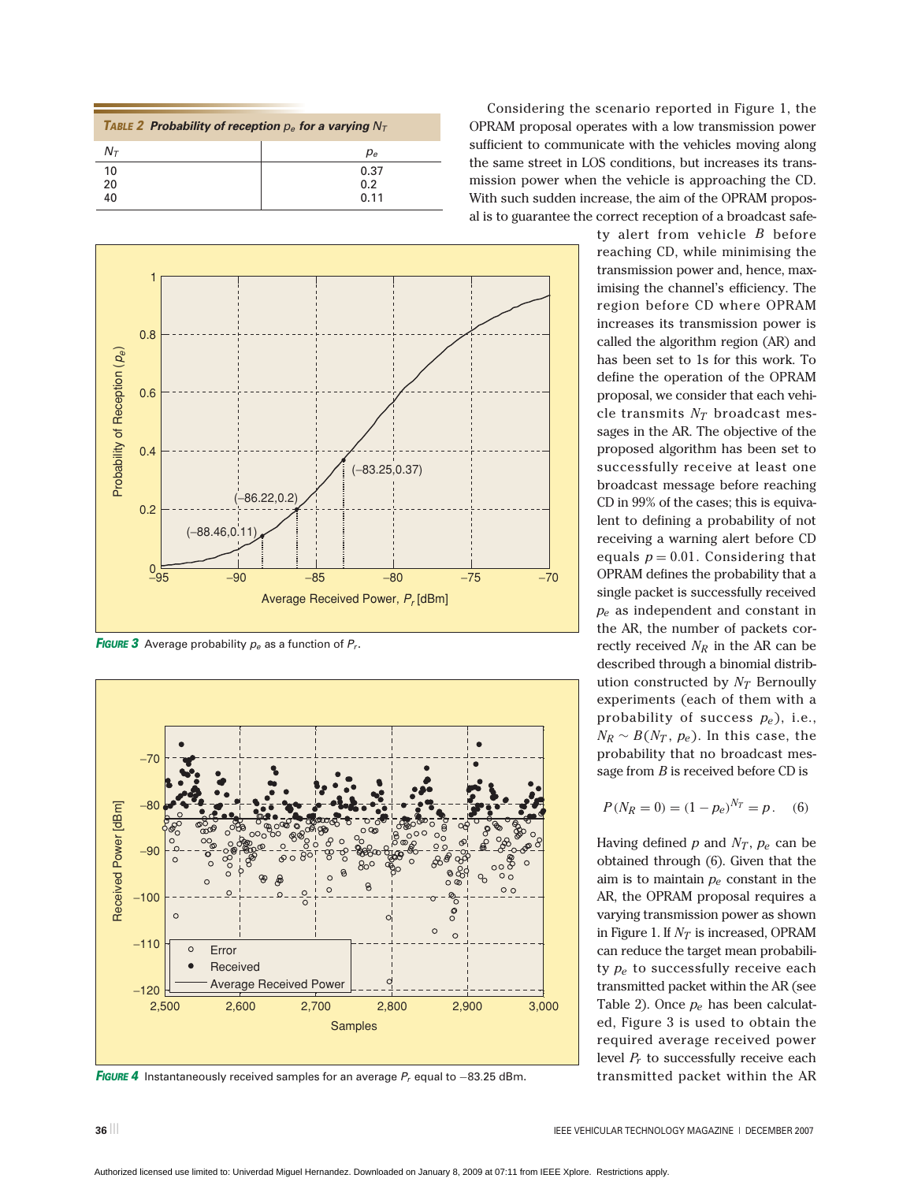**TABLE 2** *Probability of reception $p_e$ for a varying $N_T$*

| $N_T$ | $p_e$ |
|---|---|
| 10 | 0.37 |
| 20 | 0.2 |
| 40 | 0.11 |

**FIGURE 3** Average probability $p_e$ as a function of $P_r$.

**FIGURE 4** Instantaneously received samples for an average $P_r$ equal to −83.25 dBm.

Considering the scenario reported in Figure 1, the OPRAM proposal operates with a low transmission power sufficient to communicate with the vehicles moving along the same street in LOS conditions, but increases its transmission power when the vehicle is approaching the CD. With such sudden increase, the aim of the OPRAM proposal is to guarantee the correct reception of a broadcast safety alert from vehicle $B$ before reaching CD, while minimising the transmission power and, hence, maximising the channel's efficiency. The region before CD where OPRAM increases its transmission power is called the algorithm region (AR) and has been set to 1s for this work. To define the operation of the OPRAM proposal, we consider that each vehicle transmits $N_T$ broadcast messages in the AR. The objective of the proposed algorithm has been set to successfully receive at least one broadcast message before reaching CD in 99% of the cases; this is equivalent to defining a probability of not receiving a warning alert before CD equals $p = 0.01$. Considering that OPRAM defines the probability that a single packet is successfully received $p_e$ as independent and constant in the AR, the number of packets correctly received $N_R$ in the AR can be described through a binomial distribution constructed by $N_T$ Bernoully experiments (each of them with a probability of success $p_e$), i.e., $N_R \sim B(N_T, p_e)$. In this case, the probability that no broadcast message from $B$ is received before CD is

$$P(N_R = 0) = (1 - p_e)^{N_T} = p. \quad (6)$$

Having defined $p$ and $N_T$, $p_e$ can be obtained through (6). Given that the aim is to maintain $p_e$ constant in the AR, the OPRAM proposal requires a varying transmission power as shown in Figure 1. If $N_T$ is increased, OPRAM can reduce the target mean probability $p_e$ to successfully receive each transmitted packet within the AR (see Table 2). Once $p_e$ has been calculated, Figure 3 is used to obtain the required average received power level $P_r$ to successfully receive each transmitted packet within the AR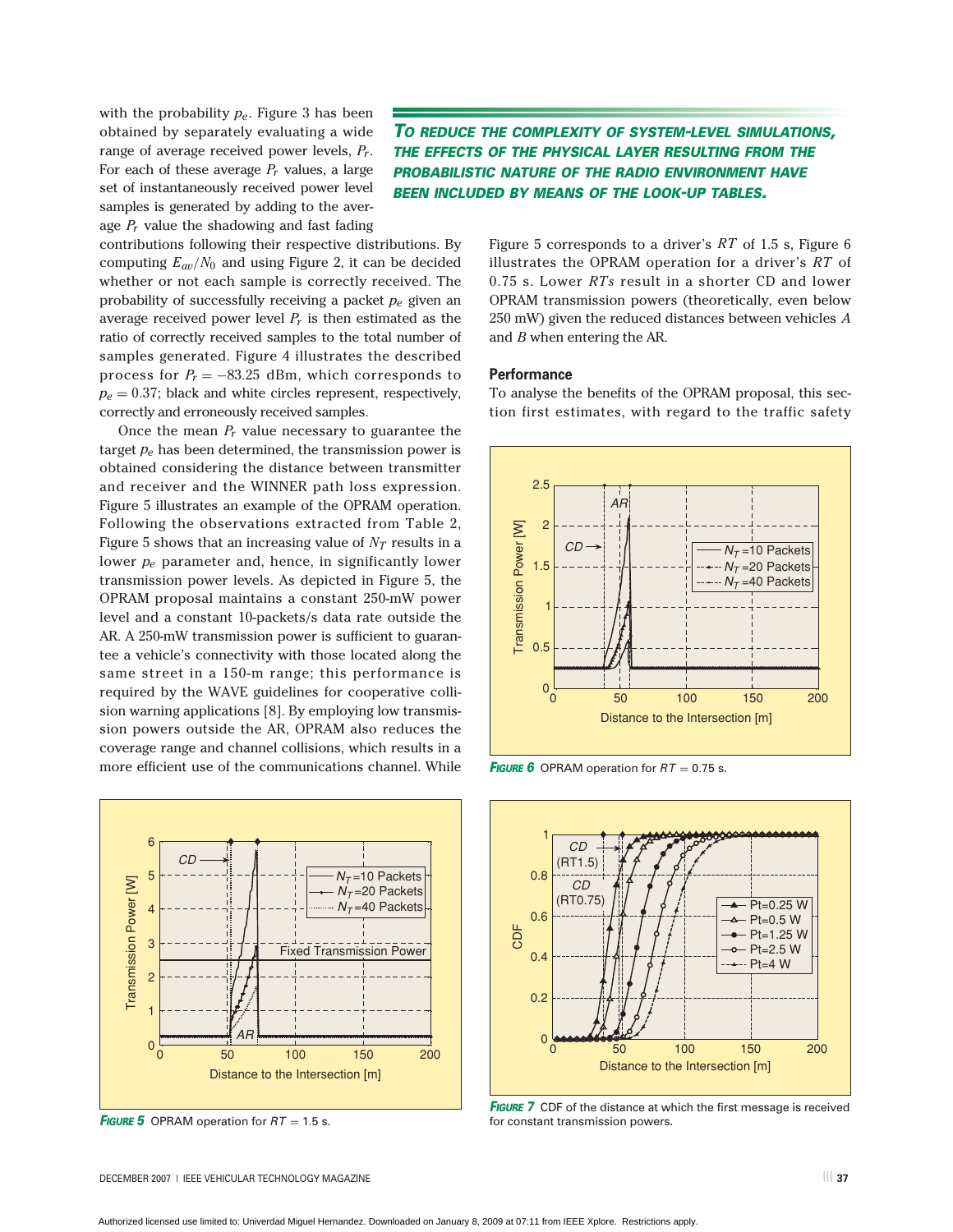with the probability $p_e$. Figure 3 has been obtained by separately evaluating a wide range of average received power levels, $P_r$. For each of these average $P_r$ values, a large set of instantaneously received power level samples is generated by adding to the average $P_r$ value the shadowing and fast fading contributions following their respective distributions. By computing $E_{av}/N_0$ and using Figure 2, it can be decided whether or not each sample is correctly received. The probability of successfully receiving a packet $p_e$ given an average received power level $P_r$ is then estimated as the ratio of correctly received samples to the total number of samples generated. Figure 4 illustrates the described process for $P_r = -83.25$ dBm, which corresponds to $p_e = 0.37$; black and white circles represent, respectively, correctly and erroneously received samples.

Once the mean $P_r$ value necessary to guarantee the target $p_e$ has been determined, the transmission power is obtained considering the distance between transmitter and receiver and the WINNER path loss expression. Figure 5 illustrates an example of the OPRAM operation. Following the observations extracted from Table 2, Figure 5 shows that an increasing value of $N_T$ results in a lower $p_e$ parameter and, hence, in significantly lower transmission power levels. As depicted in Figure 5, the OPRAM proposal maintains a constant 250-mW power level and a constant 10-packets/s data rate outside the AR. A 250-mW transmission power is sufficient to guarantee a vehicle's connectivity with those located along the same street in a 150-m range; this performance is required by the WAVE guidelines for cooperative collision warning applications [8]. By employing low transmission powers outside the AR, OPRAM also reduces the coverage range and channel collisions, which results in a more efficient use of the communications channel. While Figure 5 corresponds to a driver's $RT$ of 1.5 s, Figure 6 illustrates the OPRAM operation for a driver's $RT$ of 0.75 s. Lower $RTs$ result in a shorter CD and lower OPRAM transmission powers (theoretically, even below 250 mW) given the reduced distances between vehicles $A$ and $B$ when entering the AR.

***TO REDUCE THE COMPLEXITY OF SYSTEM-LEVEL SIMULATIONS, THE EFFECTS OF THE PHYSICAL LAYER RESULTING FROM THE PROBABILISTIC NATURE OF THE RADIO ENVIRONMENT HAVE BEEN INCLUDED BY MEANS OF THE LOOK-UP TABLES.***

### Performance

To analyse the benefits of the OPRAM proposal, this section first estimates, with regard to the traffic safety

**FIGURE 5** OPRAM operation for $RT = 1.5$ s.

**FIGURE 6** OPRAM operation for $RT = 0.75$ s.

**FIGURE 7** CDF of the distance at which the first message is received for constant transmission powers.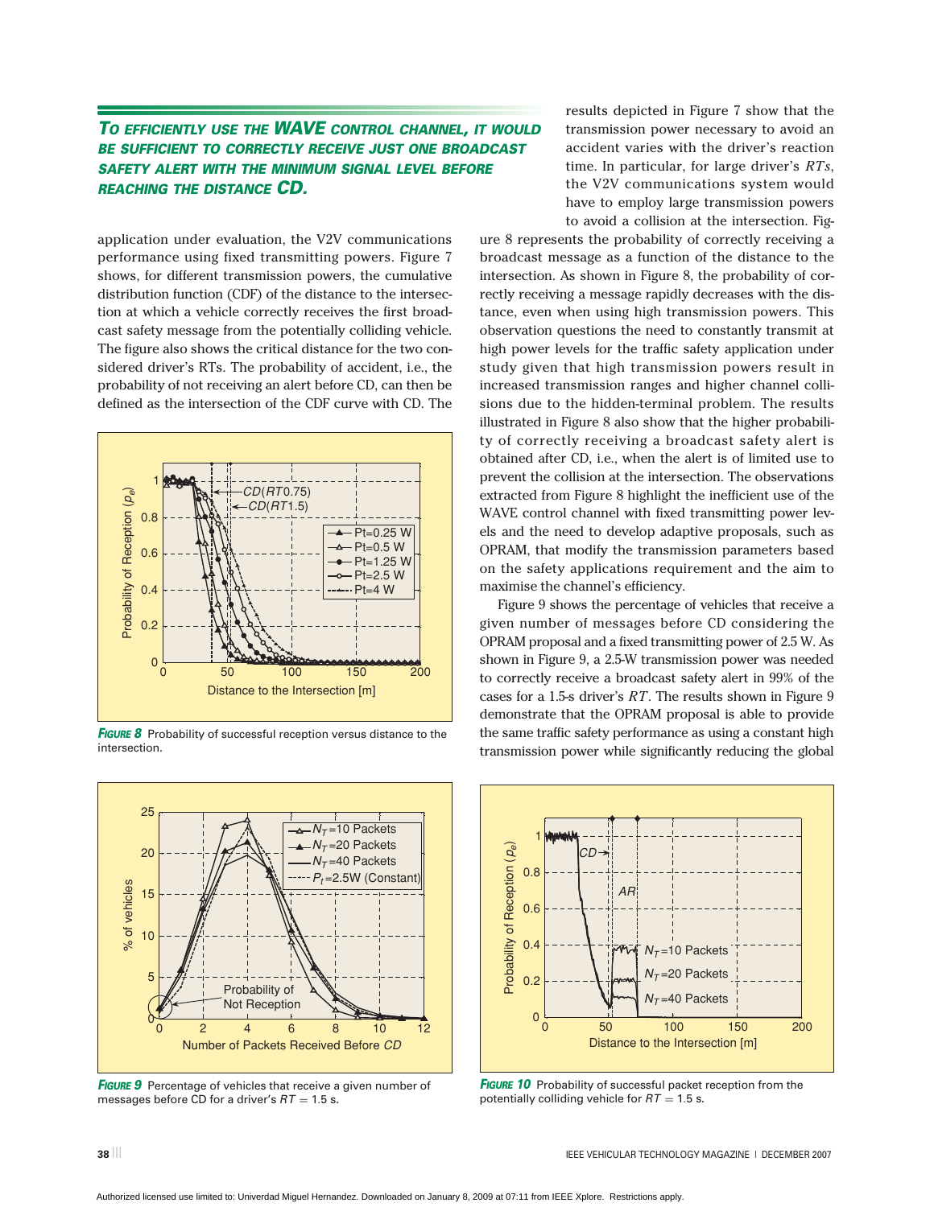**TO EFFICIENTLY USE THE WAVE CONTROL CHANNEL, IT WOULD BE SUFFICIENT TO CORRECTLY RECEIVE JUST ONE BROADCAST SAFETY ALERT WITH THE MINIMUM SIGNAL LEVEL BEFORE REACHING THE DISTANCE CD.**

application under evaluation, the V2V communications performance using fixed transmitting powers. Figure 7 shows, for different transmission powers, the cumulative distribution function (CDF) of the distance to the intersection at which a vehicle correctly receives the first broadcast safety message from the potentially colliding vehicle. The figure also shows the critical distance for the two considered driver's RTs. The probability of accident, i.e., the probability of not receiving an alert before CD, can then be defined as the intersection of the CDF curve with CD. The results depicted in Figure 7 show that the transmission power necessary to avoid an accident varies with the driver's reaction time. In particular, for large driver's *RTs*, the V2V communications system would have to employ large transmission powers to avoid a collision at the intersection. Figure 8 represents the probability of correctly receiving a broadcast message as a function of the distance to the intersection. As shown in Figure 8, the probability of correctly receiving a message rapidly decreases with the distance, even when using high transmission powers. This observation questions the need to constantly transmit at high power levels for the traffic safety application under study given that high transmission powers result in increased transmission ranges and higher channel collisions due to the hidden-terminal problem. The results illustrated in Figure 8 also show that the higher probability of correctly receiving a broadcast safety alert is obtained after CD, i.e., when the alert is of limited use to prevent the collision at the intersection. The observations extracted from Figure 8 highlight the inefficient use of the WAVE control channel with fixed transmitting power levels and the need to develop adaptive proposals, such as OPRAM, that modify the transmission parameters based on the safety applications requirement and the aim to maximise the channel's efficiency.

**FIGURE 8** Probability of successful reception versus distance to the intersection.

Figure 9 shows the percentage of vehicles that receive a given number of messages before CD considering the OPRAM proposal and a fixed transmitting power of 2.5 W. As shown in Figure 9, a 2.5-W transmission power was needed to correctly receive a broadcast safety alert in 99% of the cases for a 1.5-s driver's *RT*. The results shown in Figure 9 demonstrate that the OPRAM proposal is able to provide the same traffic safety performance as using a constant high transmission power while significantly reducing the global

**FIGURE 9** Percentage of vehicles that receive a given number of messages before CD for a driver's $RT = 1.5$ s.

**FIGURE 10** Probability of successful packet reception from the potentially colliding vehicle for $RT = 1.5$ s.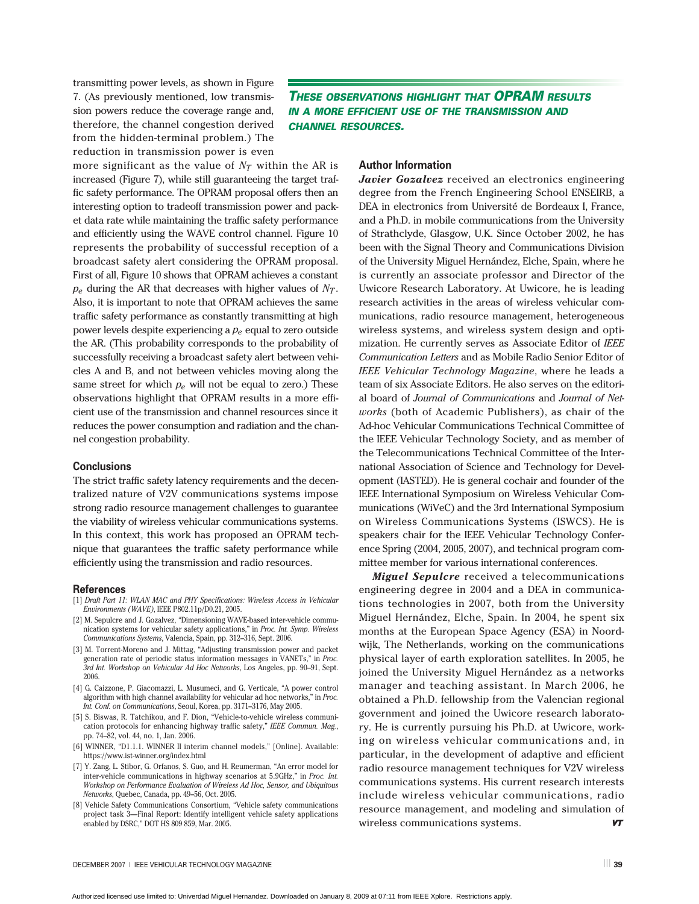transmitting power levels, as shown in Figure 7. (As previously mentioned, low transmission powers reduce the coverage range and, therefore, the channel congestion derived from the hidden-terminal problem.) The reduction in transmission power is even more significant as the value of $N_T$ within the AR is increased (Figure 7), while still guaranteeing the target traffic safety performance. The OPRAM proposal offers then an interesting option to tradeoff transmission power and packet data rate while maintaining the traffic safety performance and efficiently using the WAVE control channel. Figure 10 represents the probability of successful reception of a broadcast safety alert considering the OPRAM proposal. First of all, Figure 10 shows that OPRAM achieves a constant $p_e$ during the AR that decreases with higher values of $N_T$. Also, it is important to note that OPRAM achieves the same traffic safety performance as constantly transmitting at high power levels despite experiencing a $p_e$ equal to zero outside the AR. (This probability corresponds to the probability of successfully receiving a broadcast safety alert between vehicles A and B, and not between vehicles moving along the same street for which $p_e$ will not be equal to zero.) These observations highlight that OPRAM results in a more efficient use of the transmission and channel resources since it reduces the power consumption and radiation and the channel congestion probability.

**THESE OBSERVATIONS HIGHLIGHT THAT OPRAM RESULTS IN A MORE EFFICIENT USE OF THE TRANSMISSION AND CHANNEL RESOURCES.**

## Conclusions

The strict traffic safety latency requirements and the decentralized nature of V2V communications systems impose strong radio resource management challenges to guarantee the viability of wireless vehicular communications systems. In this context, this work has proposed an OPRAM technique that guarantees the traffic safety performance while efficiently using the transmission and radio resources.

## References

[1] *Draft Part 11: WLAN MAC and PHY Specifications: Wireless Access in Vehicular Environments (WAVE)*, IEEE P802.11p/D0.21, 2005.

[2] M. Sepulcre and J. Gozalvez, "Dimensioning WAVE-based inter-vehicle communication systems for vehicular safety applications," in *Proc. Int. Symp. Wireless Communications Systems*, Valencia, Spain, pp. 312–316, Sept. 2006.

[3] M. Torrent-Moreno and J. Mittag, "Adjusting transmission power and packet generation rate of periodic status information messages in VANETs," in *Proc. 3rd Int. Workshop on Vehicular Ad Hoc Networks*, Los Angeles, pp. 90–91, Sept. 2006.

[4] G. Caizzone, P. Giacomazzi, L. Musumeci, and G. Verticale, "A power control algorithm with high channel availability for vehicular ad hoc networks," in *Proc. Int. Conf. on Communications*, Seoul, Korea, pp. 3171–3176, May 2005.

[5] S. Biswas, R. Tatchikou, and F. Dion, "Vehicle-to-vehicle wireless communication protocols for enhancing highway traffic safety," *IEEE Commun. Mag.*, pp. 74–82, vol. 44, no. 1, Jan. 2006.

[6] WINNER, "D1.1.1. WINNER II interim channel models," [Online]. Available: https://www.ist-winner.org/index.html

[7] Y. Zang, L. Stibor, G. Orfanos, S. Guo, and H. Reumerman, "An error model for inter-vehicle communications in highway scenarios at 5.9GHz," in *Proc. Int. Workshop on Performance Evaluation of Wireless Ad Hoc, Sensor, and Ubiquitous Networks*, Quebec, Canada, pp. 49–56, Oct. 2005.

[8] Vehicle Safety Communications Consortium, "Vehicle safety communications project task 3—Final Report: Identify intelligent vehicle safety applications enabled by DSRC," DOT HS 809 859, Mar. 2005.

## Author Information

***Javier Gozalvez*** received an electronics engineering degree from the French Engineering School ENSEIRB, a DEA in electronics from Université de Bordeaux I, France, and a Ph.D. in mobile communications from the University of Strathclyde, Glasgow, U.K. Since October 2002, he has been with the Signal Theory and Communications Division of the University Miguel Hernández, Elche, Spain, where he is currently an associate professor and Director of the Uwicore Research Laboratory. At Uwicore, he is leading research activities in the areas of wireless vehicular communications, radio resource management, heterogeneous wireless systems, and wireless system design and optimization. He currently serves as Associate Editor of *IEEE Communication Letters* and as Mobile Radio Senior Editor of *IEEE Vehicular Technology Magazine*, where he leads a team of six Associate Editors. He also serves on the editorial board of *Journal of Communications* and *Journal of Networks* (both of Academic Publishers), as chair of the Ad-hoc Vehicular Communications Technical Committee of the IEEE Vehicular Technology Society, and as member of the Telecommunications Technical Committee of the International Association of Science and Technology for Development (IASTED). He is general cochair and founder of the IEEE International Symposium on Wireless Vehicular Communications (WiVeC) and the 3rd International Symposium on Wireless Communications Systems (ISWCS). He is speakers chair for the IEEE Vehicular Technology Conference Spring (2004, 2005, 2007), and technical program committee member for various international conferences.

***Miguel Sepulcre*** received a telecommunications engineering degree in 2004 and a DEA in communications technologies in 2007, both from the University Miguel Hernández, Elche, Spain. In 2004, he spent six months at the European Space Agency (ESA) in Noordwijk, The Netherlands, working on the communications physical layer of earth exploration satellites. In 2005, he joined the University Miguel Hernández as a networks manager and teaching assistant. In March 2006, he obtained a Ph.D. fellowship from the Valencian regional government and joined the Uwicore research laboratory. He is currently pursuing his Ph.D. at Uwicore, working on wireless vehicular communications and, in particular, in the development of adaptive and efficient radio resource management techniques for V2V wireless communications systems. His current research interests include wireless vehicular communications, radio resource management, and modeling and simulation of wireless communications systems.